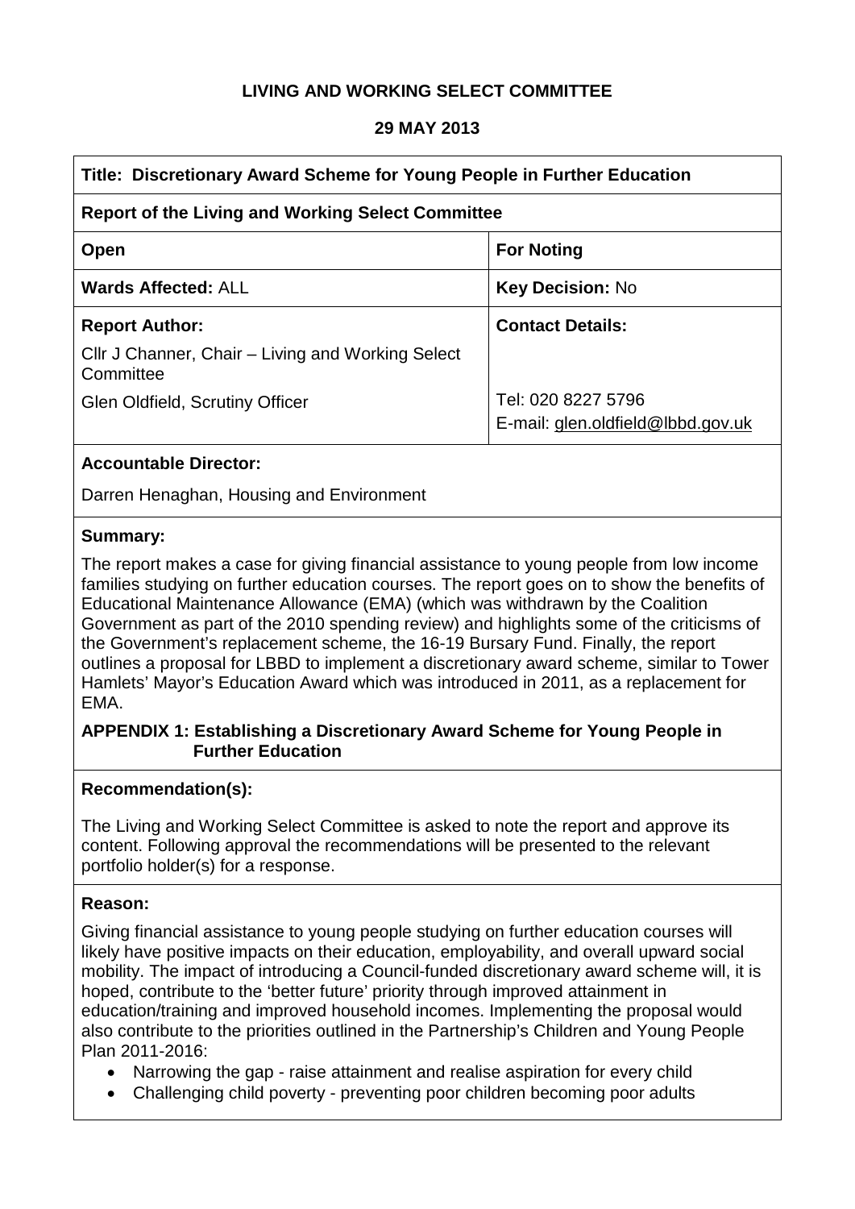# LIVING AND WORKING SELECT COMMITTEE

## 29 MAY 2013

| **Title: Discretionary Award Scheme for Young People in Further Education** | |
|---|---|
| **Report of the Living and Working Select Committee** | |
| **Open** | **For Noting** |
| **Wards Affected:** ALL | **Key Decision:** No |
| **Report Author:**<br>Cllr J Channer, Chair – Living and Working Select Committee<br>Glen Oldfield, Scrutiny Officer | **Contact Details:**<br><br>Tel: 020 8227 5796<br>E-mail: glen.oldfield@lbbd.gov.uk |

**Accountable Director:**

Darren Henaghan, Housing and Environment

**Summary:**

The report makes a case for giving financial assistance to young people from low income families studying on further education courses. The report goes on to show the benefits of Educational Maintenance Allowance (EMA) (which was withdrawn by the Coalition Government as part of the 2010 spending review) and highlights some of the criticisms of the Government's replacement scheme, the 16-19 Bursary Fund. Finally, the report outlines a proposal for LBBD to implement a discretionary award scheme, similar to Tower Hamlets' Mayor's Education Award which was introduced in 2011, as a replacement for EMA.

**APPENDIX 1: Establishing a Discretionary Award Scheme for Young People in Further Education**

**Recommendation(s):**

The Living and Working Select Committee is asked to note the report and approve its content. Following approval the recommendations will be presented to the relevant portfolio holder(s) for a response.

**Reason:**

Giving financial assistance to young people studying on further education courses will likely have positive impacts on their education, employability, and overall upward social mobility. The impact of introducing a Council-funded discretionary award scheme will, it is hoped, contribute to the 'better future' priority through improved attainment in education/training and improved household incomes. Implementing the proposal would also contribute to the priorities outlined in the Partnership's Children and Young People Plan 2011-2016:

- Narrowing the gap - raise attainment and realise aspiration for every child
- Challenging child poverty - preventing poor children becoming poor adults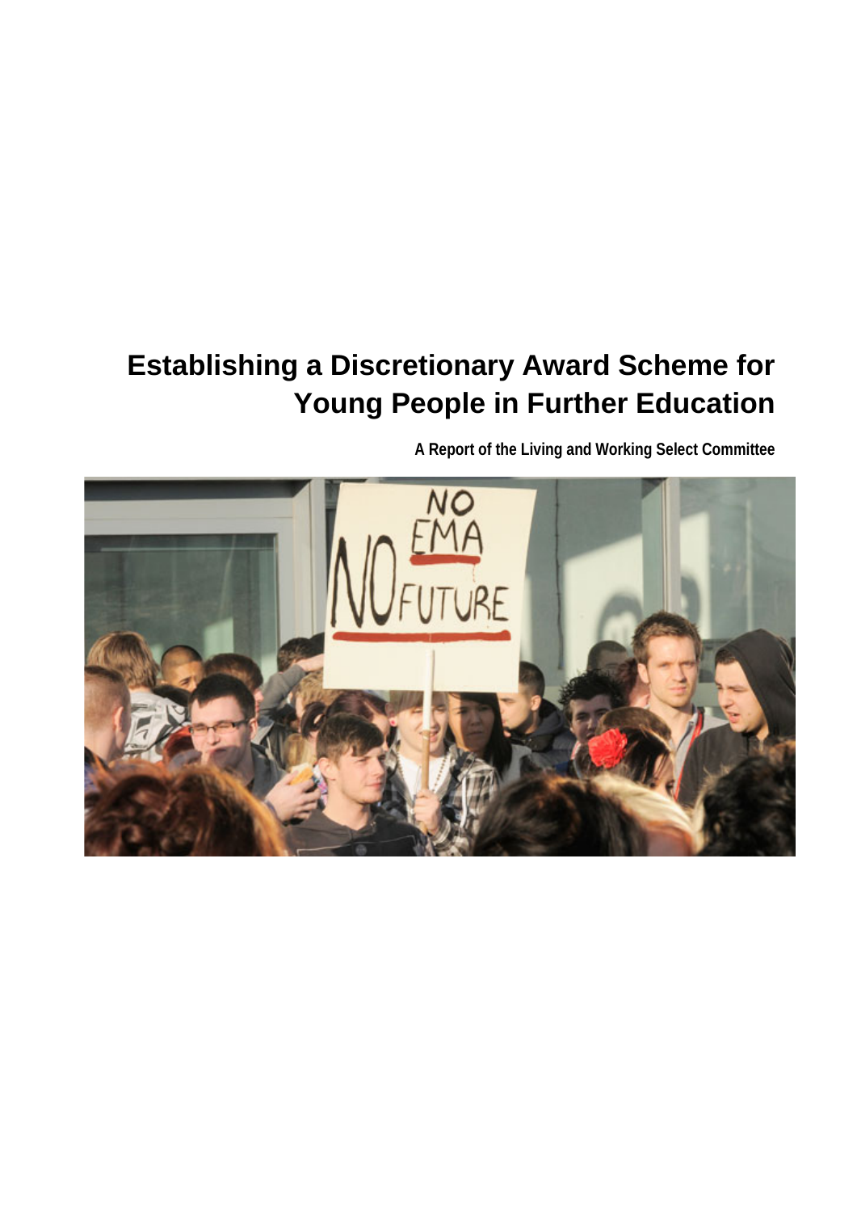# Establishing a Discretionary Award Scheme for Young People in Further Education

**A Report of the Living and Working Select Committee**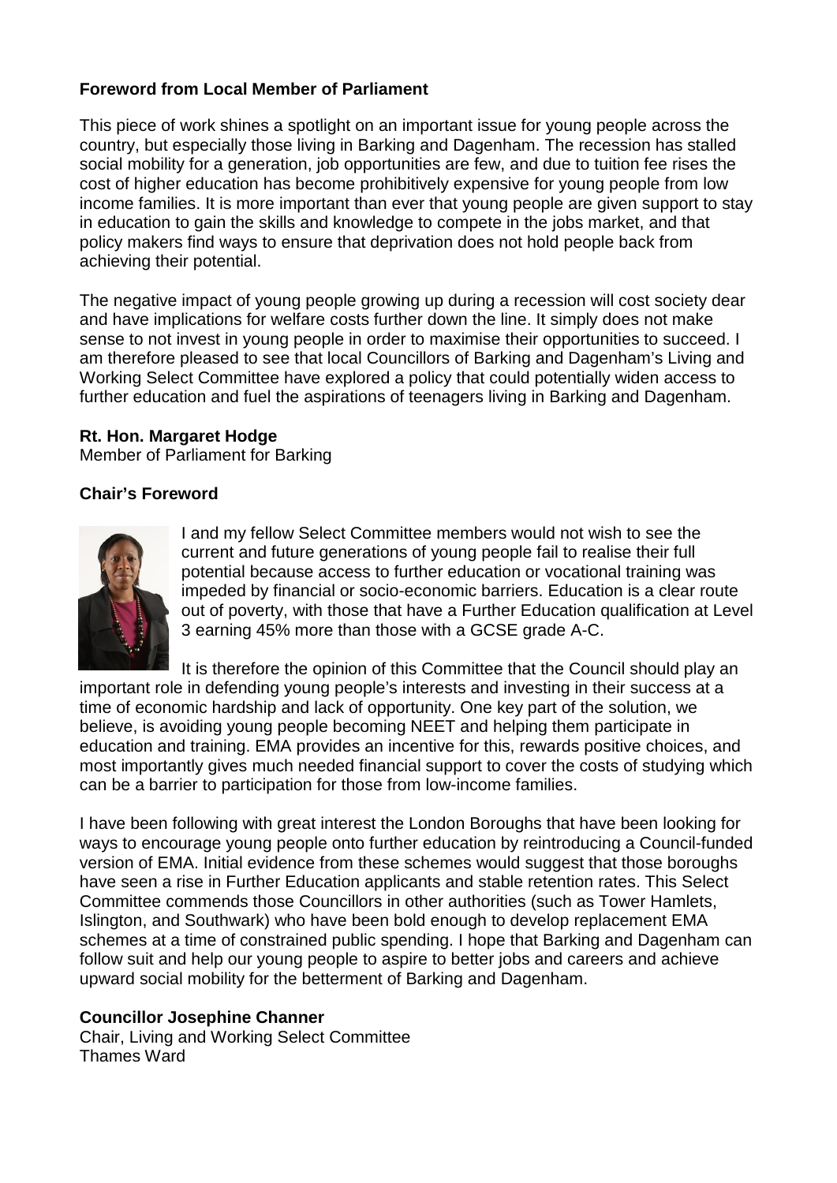**Foreword from Local Member of Parliament**

This piece of work shines a spotlight on an important issue for young people across the country, but especially those living in Barking and Dagenham. The recession has stalled social mobility for a generation, job opportunities are few, and due to tuition fee rises the cost of higher education has become prohibitively expensive for young people from low income families. It is more important than ever that young people are given support to stay in education to gain the skills and knowledge to compete in the jobs market, and that policy makers find ways to ensure that deprivation does not hold people back from achieving their potential.

The negative impact of young people growing up during a recession will cost society dear and have implications for welfare costs further down the line. It simply does not make sense to not invest in young people in order to maximise their opportunities to succeed. I am therefore pleased to see that local Councillors of Barking and Dagenham's Living and Working Select Committee have explored a policy that could potentially widen access to further education and fuel the aspirations of teenagers living in Barking and Dagenham.

**Rt. Hon. Margaret Hodge**
Member of Parliament for Barking

**Chair's Foreword**

I and my fellow Select Committee members would not wish to see the current and future generations of young people fail to realise their full potential because access to further education or vocational training was impeded by financial or socio-economic barriers. Education is a clear route out of poverty, with those that have a Further Education qualification at Level 3 earning 45% more than those with a GCSE grade A-C.

It is therefore the opinion of this Committee that the Council should play an important role in defending young people's interests and investing in their success at a time of economic hardship and lack of opportunity. One key part of the solution, we believe, is avoiding young people becoming NEET and helping them participate in education and training. EMA provides an incentive for this, rewards positive choices, and most importantly gives much needed financial support to cover the costs of studying which can be a barrier to participation for those from low-income families.

I have been following with great interest the London Boroughs that have been looking for ways to encourage young people onto further education by reintroducing a Council-funded version of EMA. Initial evidence from these schemes would suggest that those boroughs have seen a rise in Further Education applicants and stable retention rates. This Select Committee commends those Councillors in other authorities (such as Tower Hamlets, Islington, and Southwark) who have been bold enough to develop replacement EMA schemes at a time of constrained public spending. I hope that Barking and Dagenham can follow suit and help our young people to aspire to better jobs and careers and achieve upward social mobility for the betterment of Barking and Dagenham.

**Councillor Josephine Channer**
Chair, Living and Working Select Committee
Thames Ward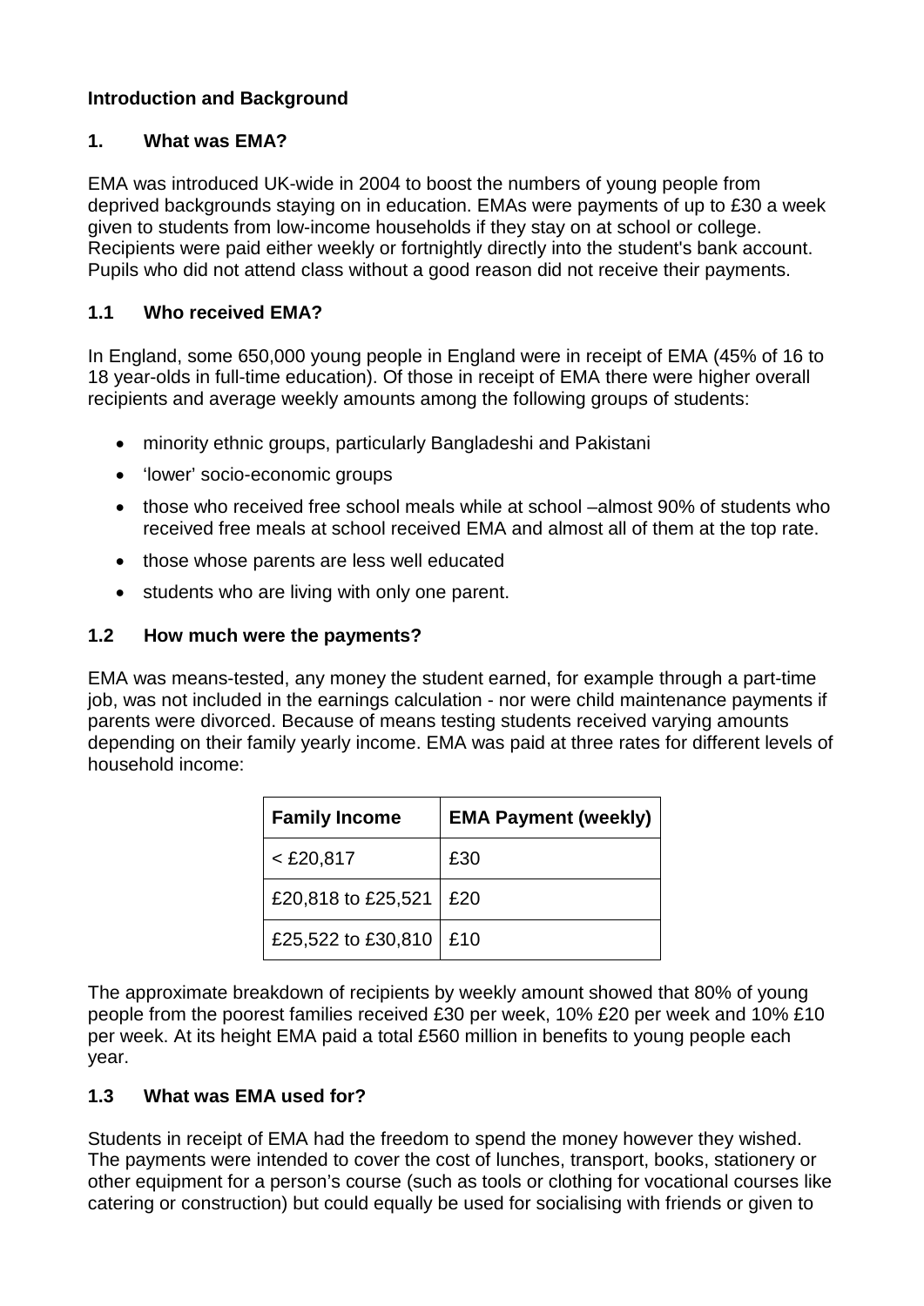## Introduction and Background

### 1. What was EMA?

EMA was introduced UK-wide in 2004 to boost the numbers of young people from deprived backgrounds staying on in education. EMAs were payments of up to £30 a week given to students from low-income households if they stay on at school or college. Recipients were paid either weekly or fortnightly directly into the student's bank account. Pupils who did not attend class without a good reason did not receive their payments.

### 1.1 Who received EMA?

In England, some 650,000 young people in England were in receipt of EMA (45% of 16 to 18 year-olds in full-time education). Of those in receipt of EMA there were higher overall recipients and average weekly amounts among the following groups of students:

- minority ethnic groups, particularly Bangladeshi and Pakistani
- 'lower' socio-economic groups
- those who received free school meals while at school –almost 90% of students who received free meals at school received EMA and almost all of them at the top rate.
- those whose parents are less well educated
- students who are living with only one parent.

### 1.2 How much were the payments?

EMA was means-tested, any money the student earned, for example through a part-time job, was not included in the earnings calculation - nor were child maintenance payments if parents were divorced. Because of means testing students received varying amounts depending on their family yearly income. EMA was paid at three rates for different levels of household income:

| Family Income | EMA Payment (weekly) |
|---|---|
| < £20,817 | £30 |
| £20,818 to £25,521 | £20 |
| £25,522 to £30,810 | £10 |

The approximate breakdown of recipients by weekly amount showed that 80% of young people from the poorest families received £30 per week, 10% £20 per week and 10% £10 per week. At its height EMA paid a total £560 million in benefits to young people each year.

### 1.3 What was EMA used for?

Students in receipt of EMA had the freedom to spend the money however they wished. The payments were intended to cover the cost of lunches, transport, books, stationery or other equipment for a person's course (such as tools or clothing for vocational courses like catering or construction) but could equally be used for socialising with friends or given to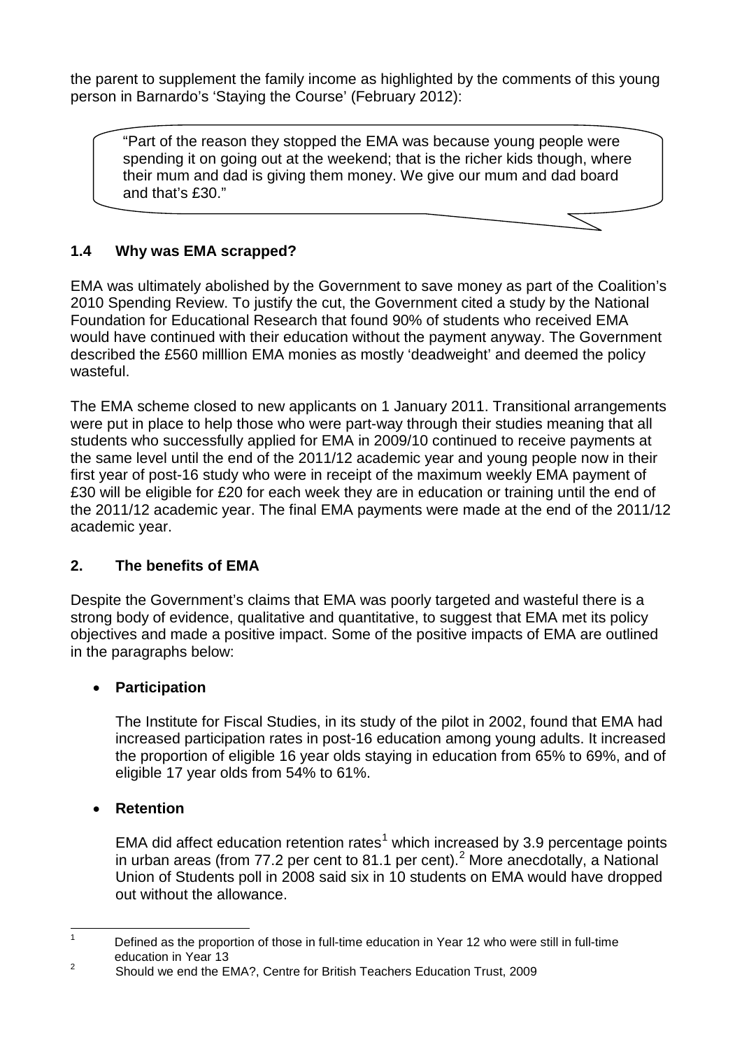the parent to supplement the family income as highlighted by the comments of this young person in Barnardo's 'Staying the Course' (February 2012):

> "Part of the reason they stopped the EMA was because young people were spending it on going out at the weekend; that is the richer kids though, where their mum and dad is giving them money. We give our mum and dad board and that's £30."

### 1.4 Why was EMA scrapped?

EMA was ultimately abolished by the Government to save money as part of the Coalition's 2010 Spending Review. To justify the cut, the Government cited a study by the National Foundation for Educational Research that found 90% of students who received EMA would have continued with their education without the payment anyway. The Government described the £560 milllion EMA monies as mostly 'deadweight' and deemed the policy wasteful.

The EMA scheme closed to new applicants on 1 January 2011. Transitional arrangements were put in place to help those who were part-way through their studies meaning that all students who successfully applied for EMA in 2009/10 continued to receive payments at the same level until the end of the 2011/12 academic year and young people now in their first year of post-16 study who were in receipt of the maximum weekly EMA payment of £30 will be eligible for £20 for each week they are in education or training until the end of the 2011/12 academic year. The final EMA payments were made at the end of the 2011/12 academic year.

## 2. The benefits of EMA

Despite the Government's claims that EMA was poorly targeted and wasteful there is a strong body of evidence, qualitative and quantitative, to suggest that EMA met its policy objectives and made a positive impact. Some of the positive impacts of EMA are outlined in the paragraphs below:

- **Participation**

  The Institute for Fiscal Studies, in its study of the pilot in 2002, found that EMA had increased participation rates in post-16 education among young adults. It increased the proportion of eligible 16 year olds staying in education from 65% to 69%, and of eligible 17 year olds from 54% to 61%.

- **Retention**

  EMA did affect education retention rates[1] which increased by 3.9 percentage points in urban areas (from 77.2 per cent to 81.1 per cent).[2] More anecdotally, a National Union of Students poll in 2008 said six in 10 students on EMA would have dropped out without the allowance.

---

[1] Defined as the proportion of those in full-time education in Year 12 who were still in full-time education in Year 13

[2] Should we end the EMA?, Centre for British Teachers Education Trust, 2009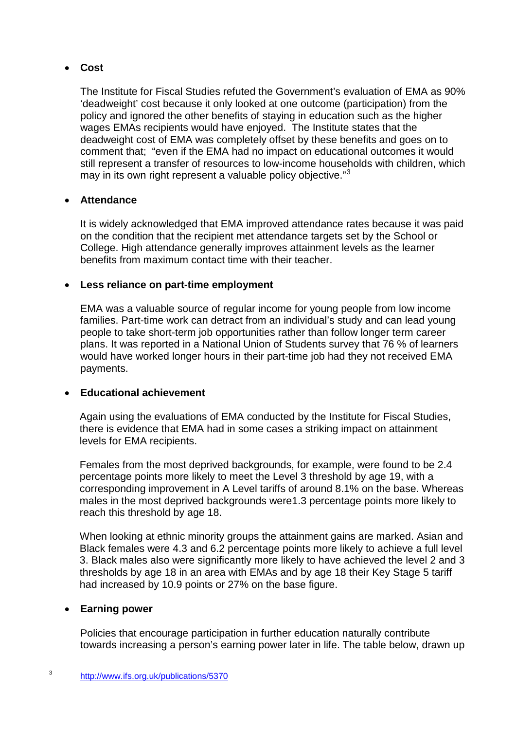- **Cost**

  The Institute for Fiscal Studies refuted the Government's evaluation of EMA as 90% 'deadweight' cost because it only looked at one outcome (participation) from the policy and ignored the other benefits of staying in education such as the higher wages EMAs recipients would have enjoyed. The Institute states that the deadweight cost of EMA was completely offset by these benefits and goes on to comment that; "even if the EMA had no impact on educational outcomes it would still represent a transfer of resources to low-income households with children, which may in its own right represent a valuable policy objective."[3]

- **Attendance**

  It is widely acknowledged that EMA improved attendance rates because it was paid on the condition that the recipient met attendance targets set by the School or College. High attendance generally improves attainment levels as the learner benefits from maximum contact time with their teacher.

- **Less reliance on part-time employment**

  EMA was a valuable source of regular income for young people from low income families. Part-time work can detract from an individual's study and can lead young people to take short-term job opportunities rather than follow longer term career plans. It was reported in a National Union of Students survey that 76 % of learners would have worked longer hours in their part-time job had they not received EMA payments.

- **Educational achievement**

  Again using the evaluations of EMA conducted by the Institute for Fiscal Studies, there is evidence that EMA had in some cases a striking impact on attainment levels for EMA recipients.

  Females from the most deprived backgrounds, for example, were found to be 2.4 percentage points more likely to meet the Level 3 threshold by age 19, with a corresponding improvement in A Level tariffs of around 8.1% on the base. Whereas males in the most deprived backgrounds were1.3 percentage points more likely to reach this threshold by age 18.

  When looking at ethnic minority groups the attainment gains are marked. Asian and Black females were 4.3 and 6.2 percentage points more likely to achieve a full level 3. Black males also were significantly more likely to have achieved the level 2 and 3 thresholds by age 18 in an area with EMAs and by age 18 their Key Stage 5 tariff had increased by 10.9 points or 27% on the base figure.

- **Earning power**

  Policies that encourage participation in further education naturally contribute towards increasing a person's earning power later in life. The table below, drawn up

[3] http://www.ifs.org.uk/publications/5370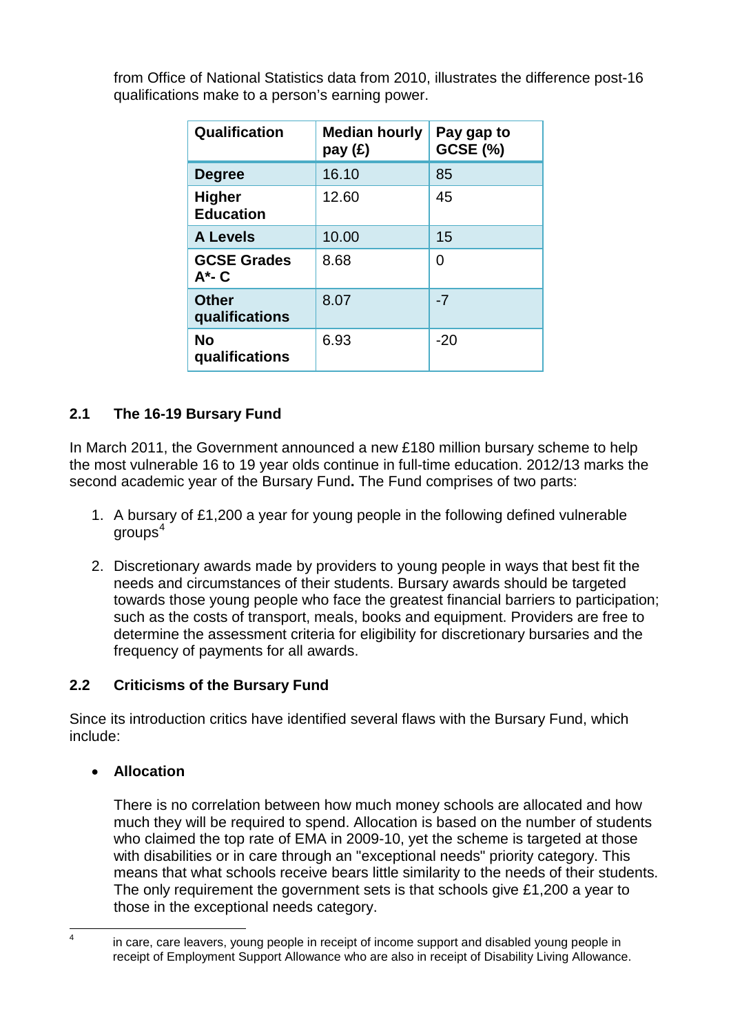from Office of National Statistics data from 2010, illustrates the difference post-16 qualifications make to a person's earning power.

| Qualification | Median hourly pay (£) | Pay gap to GCSE (%) |
|---|---|---|
| **Degree** | 16.10 | 85 |
| **Higher Education** | 12.60 | 45 |
| **A Levels** | 10.00 | 15 |
| **GCSE Grades A*- C** | 8.68 | 0 |
| **Other qualifications** | 8.07 | -7 |
| **No qualifications** | 6.93 | -20 |

## 2.1 The 16-19 Bursary Fund

In March 2011, the Government announced a new £180 million bursary scheme to help the most vulnerable 16 to 19 year olds continue in full-time education. 2012/13 marks the second academic year of the Bursary Fund**.** The Fund comprises of two parts:

1. A bursary of £1,200 a year for young people in the following defined vulnerable groups[4]

2. Discretionary awards made by providers to young people in ways that best fit the needs and circumstances of their students. Bursary awards should be targeted towards those young people who face the greatest financial barriers to participation; such as the costs of transport, meals, books and equipment. Providers are free to determine the assessment criteria for eligibility for discretionary bursaries and the frequency of payments for all awards.

## 2.2 Criticisms of the Bursary Fund

Since its introduction critics have identified several flaws with the Bursary Fund, which include:

- **Allocation**

  There is no correlation between how much money schools are allocated and how much they will be required to spend. Allocation is based on the number of students who claimed the top rate of EMA in 2009-10, yet the scheme is targeted at those with disabilities or in care through an "exceptional needs" priority category. This means that what schools receive bears little similarity to the needs of their students. The only requirement the government sets is that schools give £1,200 a year to those in the exceptional needs category.

[4] in care, care leavers, young people in receipt of income support and disabled young people in receipt of Employment Support Allowance who are also in receipt of Disability Living Allowance.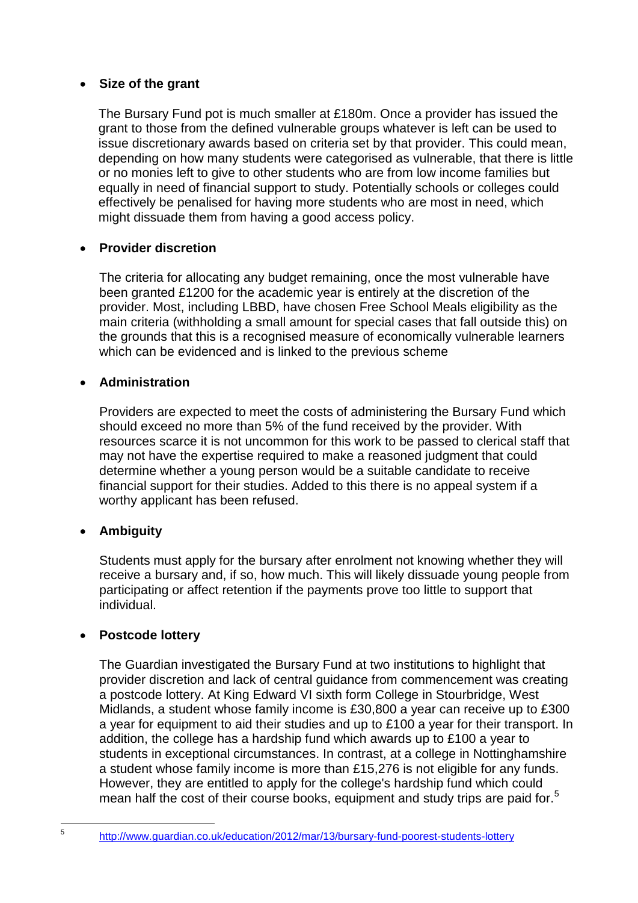- **Size of the grant**

  The Bursary Fund pot is much smaller at £180m. Once a provider has issued the grant to those from the defined vulnerable groups whatever is left can be used to issue discretionary awards based on criteria set by that provider. This could mean, depending on how many students were categorised as vulnerable, that there is little or no monies left to give to other students who are from low income families but equally in need of financial support to study. Potentially schools or colleges could effectively be penalised for having more students who are most in need, which might dissuade them from having a good access policy.

- **Provider discretion**

  The criteria for allocating any budget remaining, once the most vulnerable have been granted £1200 for the academic year is entirely at the discretion of the provider. Most, including LBBD, have chosen Free School Meals eligibility as the main criteria (withholding a small amount for special cases that fall outside this) on the grounds that this is a recognised measure of economically vulnerable learners which can be evidenced and is linked to the previous scheme

- **Administration**

  Providers are expected to meet the costs of administering the Bursary Fund which should exceed no more than 5% of the fund received by the provider. With resources scarce it is not uncommon for this work to be passed to clerical staff that may not have the expertise required to make a reasoned judgment that could determine whether a young person would be a suitable candidate to receive financial support for their studies. Added to this there is no appeal system if a worthy applicant has been refused.

- **Ambiguity**

  Students must apply for the bursary after enrolment not knowing whether they will receive a bursary and, if so, how much. This will likely dissuade young people from participating or affect retention if the payments prove too little to support that individual.

- **Postcode lottery**

  The Guardian investigated the Bursary Fund at two institutions to highlight that provider discretion and lack of central guidance from commencement was creating a postcode lottery. At King Edward VI sixth form College in Stourbridge, West Midlands, a student whose family income is £30,800 a year can receive up to £300 a year for equipment to aid their studies and up to £100 a year for their transport. In addition, the college has a hardship fund which awards up to £100 a year to students in exceptional circumstances. In contrast, at a college in Nottinghamshire a student whose family income is more than £15,276 is not eligible for any funds. However, they are entitled to apply for the college's hardship fund which could mean half the cost of their course books, equipment and study trips are paid for.[5]

[5] http://www.guardian.co.uk/education/2012/mar/13/bursary-fund-poorest-students-lottery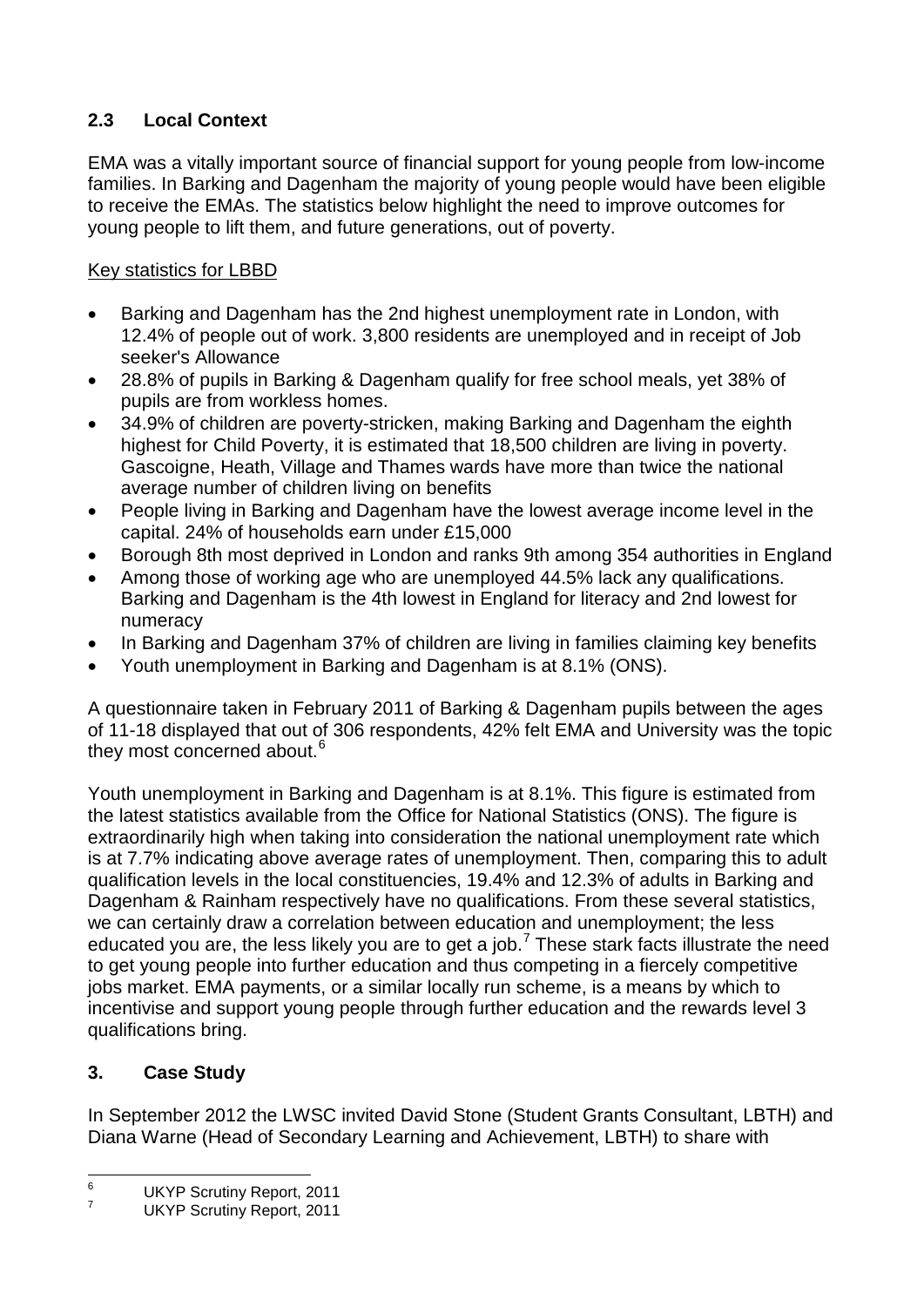## 2.3 Local Context

EMA was a vitally important source of financial support for young people from low-income families. In Barking and Dagenham the majority of young people would have been eligible to receive the EMAs. The statistics below highlight the need to improve outcomes for young people to lift them, and future generations, out of poverty.

Key statistics for LBBD

- Barking and Dagenham has the 2nd highest unemployment rate in London, with 12.4% of people out of work. 3,800 residents are unemployed and in receipt of Job seeker's Allowance
- 28.8% of pupils in Barking & Dagenham qualify for free school meals, yet 38% of pupils are from workless homes.
- 34.9% of children are poverty-stricken, making Barking and Dagenham the eighth highest for Child Poverty, it is estimated that 18,500 children are living in poverty. Gascoigne, Heath, Village and Thames wards have more than twice the national average number of children living on benefits
- People living in Barking and Dagenham have the lowest average income level in the capital. 24% of households earn under £15,000
- Borough 8th most deprived in London and ranks 9th among 354 authorities in England
- Among those of working age who are unemployed 44.5% lack any qualifications. Barking and Dagenham is the 4th lowest in England for literacy and 2nd lowest for numeracy
- In Barking and Dagenham 37% of children are living in families claiming key benefits
- Youth unemployment in Barking and Dagenham is at 8.1% (ONS).

A questionnaire taken in February 2011 of Barking & Dagenham pupils between the ages of 11-18 displayed that out of 306 respondents, 42% felt EMA and University was the topic they most concerned about.[6]

Youth unemployment in Barking and Dagenham is at 8.1%. This figure is estimated from the latest statistics available from the Office for National Statistics (ONS). The figure is extraordinarily high when taking into consideration the national unemployment rate which is at 7.7% indicating above average rates of unemployment. Then, comparing this to adult qualification levels in the local constituencies, 19.4% and 12.3% of adults in Barking and Dagenham & Rainham respectively have no qualifications. From these several statistics, we can certainly draw a correlation between education and unemployment; the less educated you are, the less likely you are to get a job.[7] These stark facts illustrate the need to get young people into further education and thus competing in a fiercely competitive jobs market. EMA payments, or a similar locally run scheme, is a means by which to incentivise and support young people through further education and the rewards level 3 qualifications bring.

## 3. Case Study

In September 2012 the LWSC invited David Stone (Student Grants Consultant, LBTH) and Diana Warne (Head of Secondary Learning and Achievement, LBTH) to share with

[6] UKYP Scrutiny Report, 2011

[7] UKYP Scrutiny Report, 2011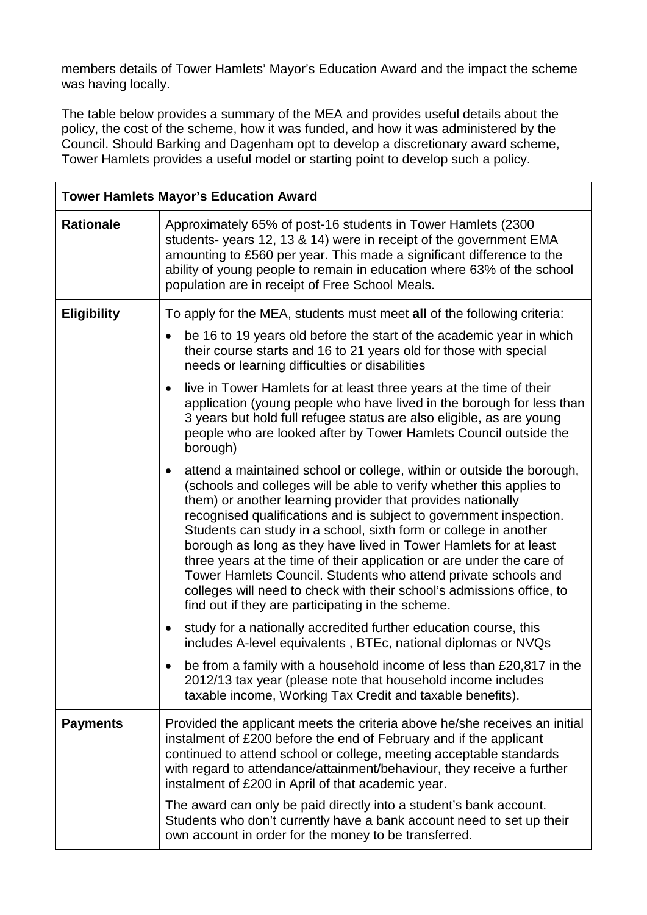members details of Tower Hamlets' Mayor's Education Award and the impact the scheme was having locally.

The table below provides a summary of the MEA and provides useful details about the policy, the cost of the scheme, how it was funded, and how it was administered by the Council. Should Barking and Dagenham opt to develop a discretionary award scheme, Tower Hamlets provides a useful model or starting point to develop such a policy.

| **Tower Hamlets Mayor's Education Award** | |
|---|---|
| **Rationale** | Approximately 65% of post-16 students in Tower Hamlets (2300 students- years 12, 13 & 14) were in receipt of the government EMA amounting to £560 per year. This made a significant difference to the ability of young people to remain in education where 63% of the school population are in receipt of Free School Meals. |
| **Eligibility** | To apply for the MEA, students must meet **all** of the following criteria:<br>• be 16 to 19 years old before the start of the academic year in which their course starts and 16 to 21 years old for those with special needs or learning difficulties or disabilities<br>• live in Tower Hamlets for at least three years at the time of their application (young people who have lived in the borough for less than 3 years but hold full refugee status are also eligible, as are young people who are looked after by Tower Hamlets Council outside the borough)<br>• attend a maintained school or college, within or outside the borough, (schools and colleges will be able to verify whether this applies to them) or another learning provider that provides nationally recognised qualifications and is subject to government inspection. Students can study in a school, sixth form or college in another borough as long as they have lived in Tower Hamlets for at least three years at the time of their application or are under the care of Tower Hamlets Council. Students who attend private schools and colleges will need to check with their school's admissions office, to find out if they are participating in the scheme.<br>• study for a nationally accredited further education course, this includes A-level equivalents , BTEc, national diplomas or NVQs<br>• be from a family with a household income of less than £20,817 in the 2012/13 tax year (please note that household income includes taxable income, Working Tax Credit and taxable benefits). |
| **Payments** | Provided the applicant meets the criteria above he/she receives an initial instalment of £200 before the end of February and if the applicant continued to attend school or college, meeting acceptable standards with regard to attendance/attainment/behaviour, they receive a further instalment of £200 in April of that academic year.<br>The award can only be paid directly into a student's bank account. Students who don't currently have a bank account need to set up their own account in order for the money to be transferred. |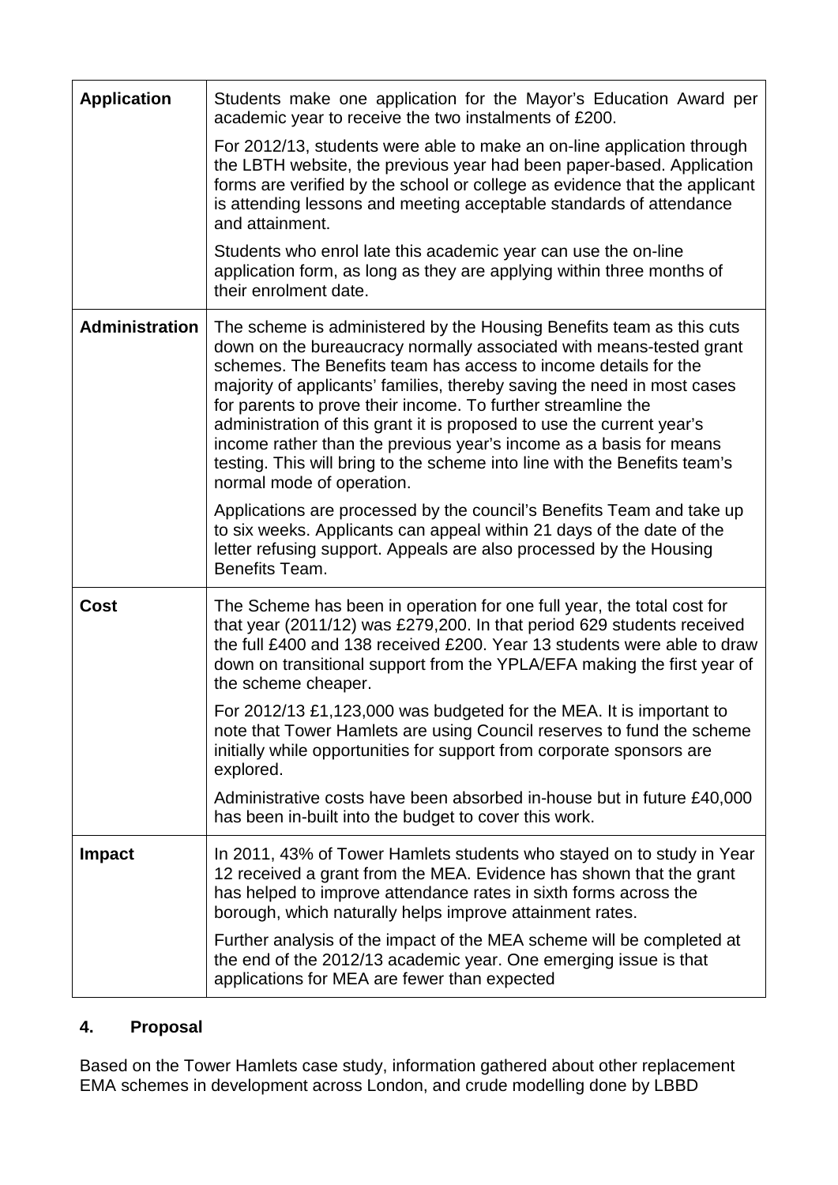| | |
|---|---|
| **Application** | Students make one application for the Mayor's Education Award per academic year to receive the two instalments of £200.<br><br>For 2012/13, students were able to make an on-line application through the LBTH website, the previous year had been paper-based. Application forms are verified by the school or college as evidence that the applicant is attending lessons and meeting acceptable standards of attendance and attainment.<br><br>Students who enrol late this academic year can use the on-line application form, as long as they are applying within three months of their enrolment date. |
| **Administration** | The scheme is administered by the Housing Benefits team as this cuts down on the bureaucracy normally associated with means-tested grant schemes. The Benefits team has access to income details for the majority of applicants' families, thereby saving the need in most cases for parents to prove their income. To further streamline the administration of this grant it is proposed to use the current year's income rather than the previous year's income as a basis for means testing. This will bring to the scheme into line with the Benefits team's normal mode of operation.<br><br>Applications are processed by the council's Benefits Team and take up to six weeks. Applicants can appeal within 21 days of the date of the letter refusing support. Appeals are also processed by the Housing Benefits Team. |
| **Cost** | The Scheme has been in operation for one full year, the total cost for that year (2011/12) was £279,200. In that period 629 students received the full £400 and 138 received £200. Year 13 students were able to draw down on transitional support from the YPLA/EFA making the first year of the scheme cheaper.<br><br>For 2012/13 £1,123,000 was budgeted for the MEA. It is important to note that Tower Hamlets are using Council reserves to fund the scheme initially while opportunities for support from corporate sponsors are explored.<br><br>Administrative costs have been absorbed in-house but in future £40,000 has been in-built into the budget to cover this work. |
| **Impact** | In 2011, 43% of Tower Hamlets students who stayed on to study in Year 12 received a grant from the MEA. Evidence has shown that the grant has helped to improve attendance rates in sixth forms across the borough, which naturally helps improve attainment rates.<br><br>Further analysis of the impact of the MEA scheme will be completed at the end of the 2012/13 academic year. One emerging issue is that applications for MEA are fewer than expected |

## 4. Proposal

Based on the Tower Hamlets case study, information gathered about other replacement EMA schemes in development across London, and crude modelling done by LBBD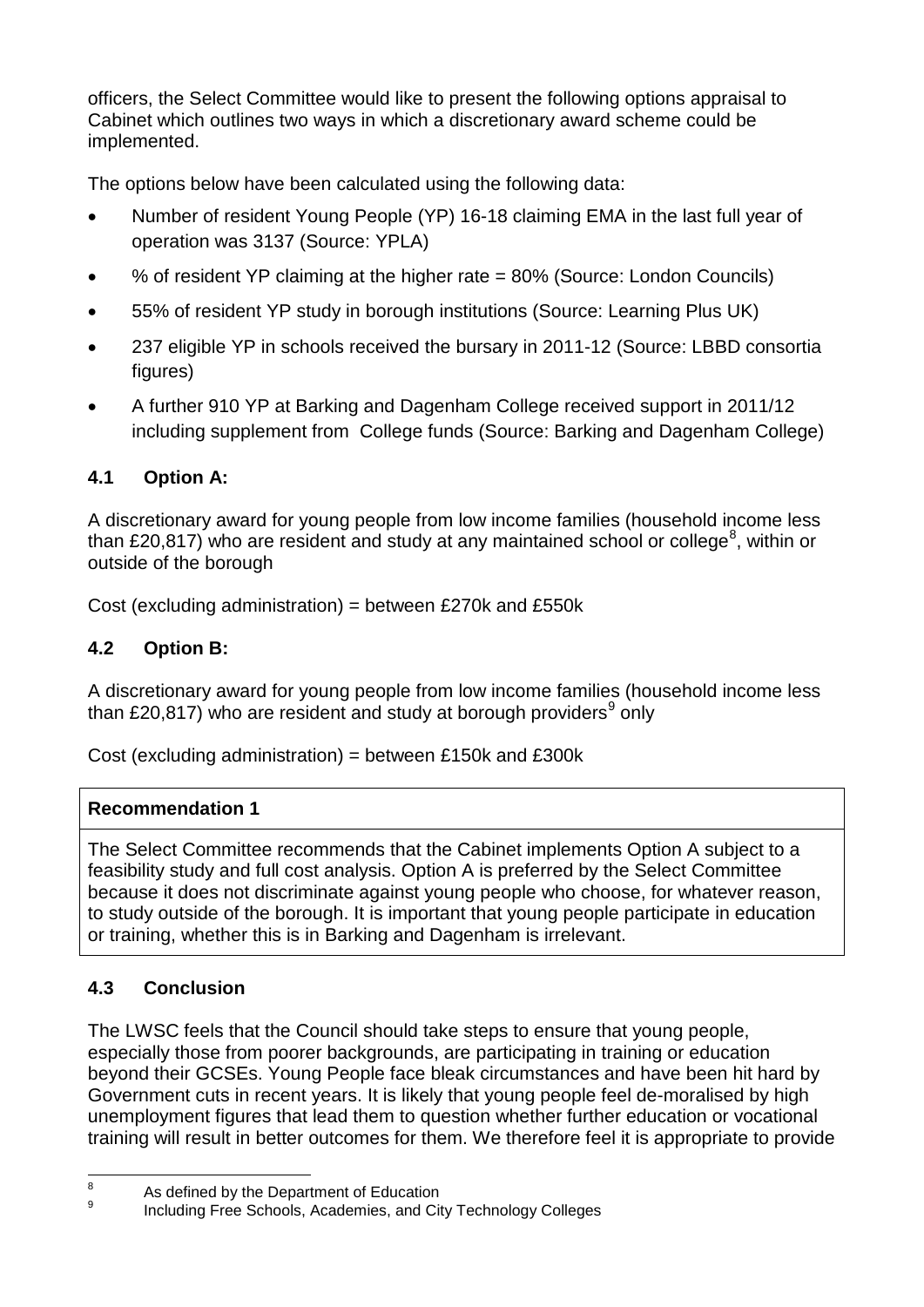officers, the Select Committee would like to present the following options appraisal to Cabinet which outlines two ways in which a discretionary award scheme could be implemented.

The options below have been calculated using the following data:

- Number of resident Young People (YP) 16-18 claiming EMA in the last full year of operation was 3137 (Source: YPLA)
- % of resident YP claiming at the higher rate = 80% (Source: London Councils)
- 55% of resident YP study in borough institutions (Source: Learning Plus UK)
- 237 eligible YP in schools received the bursary in 2011-12 (Source: LBBD consortia figures)
- A further 910 YP at Barking and Dagenham College received support in 2011/12 including supplement from College funds (Source: Barking and Dagenham College)

### 4.1 Option A:

A discretionary award for young people from low income families (household income less than £20,817) who are resident and study at any maintained school or college[8], within or outside of the borough

Cost (excluding administration) = between £270k and £550k

### 4.2 Option B:

A discretionary award for young people from low income families (household income less than £20,817) who are resident and study at borough providers[9] only

Cost (excluding administration) = between £150k and £300k

| **Recommendation 1** |
| --- |
| The Select Committee recommends that the Cabinet implements Option A subject to a feasibility study and full cost analysis. Option A is preferred by the Select Committee because it does not discriminate against young people who choose, for whatever reason, to study outside of the borough. It is important that young people participate in education or training, whether this is in Barking and Dagenham is irrelevant. |

### 4.3 Conclusion

The LWSC feels that the Council should take steps to ensure that young people, especially those from poorer backgrounds, are participating in training or education beyond their GCSEs. Young People face bleak circumstances and have been hit hard by Government cuts in recent years. It is likely that young people feel de-moralised by high unemployment figures that lead them to question whether further education or vocational training will result in better outcomes for them. We therefore feel it is appropriate to provide

---

[8] As defined by the Department of Education

[9] Including Free Schools, Academies, and City Technology Colleges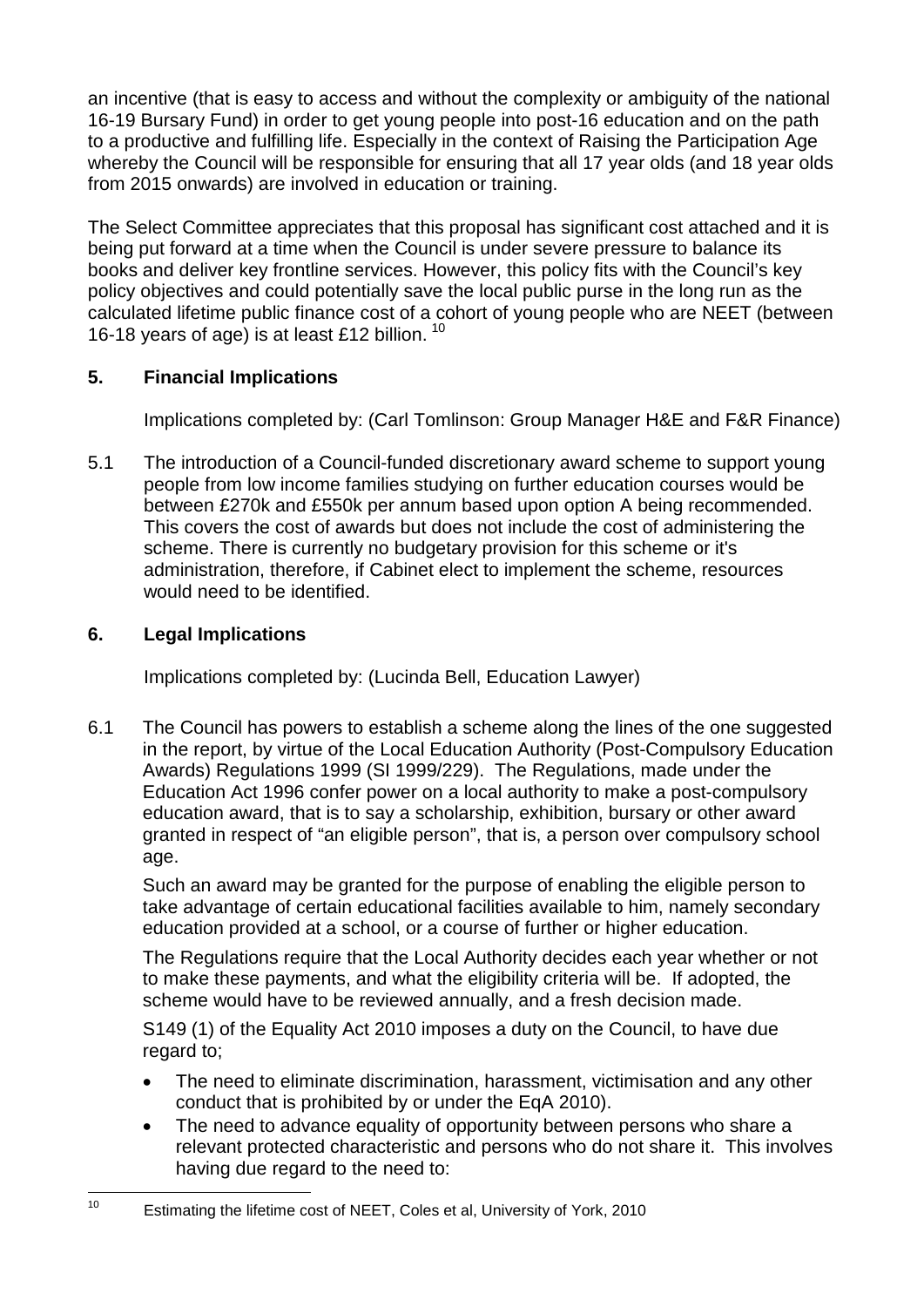an incentive (that is easy to access and without the complexity or ambiguity of the national 16-19 Bursary Fund) in order to get young people into post-16 education and on the path to a productive and fulfilling life. Especially in the context of Raising the Participation Age whereby the Council will be responsible for ensuring that all 17 year olds (and 18 year olds from 2015 onwards) are involved in education or training.

The Select Committee appreciates that this proposal has significant cost attached and it is being put forward at a time when the Council is under severe pressure to balance its books and deliver key frontline services. However, this policy fits with the Council's key policy objectives and could potentially save the local public purse in the long run as the calculated lifetime public finance cost of a cohort of young people who are NEET (between 16-18 years of age) is at least £12 billion. [10]

## 5. Financial Implications

Implications completed by: (Carl Tomlinson: Group Manager H&E and F&R Finance)

5.1 The introduction of a Council-funded discretionary award scheme to support young people from low income families studying on further education courses would be between £270k and £550k per annum based upon option A being recommended. This covers the cost of awards but does not include the cost of administering the scheme. There is currently no budgetary provision for this scheme or it's administration, therefore, if Cabinet elect to implement the scheme, resources would need to be identified.

## 6. Legal Implications

Implications completed by: (Lucinda Bell, Education Lawyer)

6.1 The Council has powers to establish a scheme along the lines of the one suggested in the report, by virtue of the Local Education Authority (Post-Compulsory Education Awards) Regulations 1999 (SI 1999/229). The Regulations, made under the Education Act 1996 confer power on a local authority to make a post-compulsory education award, that is to say a scholarship, exhibition, bursary or other award granted in respect of "an eligible person", that is, a person over compulsory school age.

Such an award may be granted for the purpose of enabling the eligible person to take advantage of certain educational facilities available to him, namely secondary education provided at a school, or a course of further or higher education.

The Regulations require that the Local Authority decides each year whether or not to make these payments, and what the eligibility criteria will be. If adopted, the scheme would have to be reviewed annually, and a fresh decision made.

S149 (1) of the Equality Act 2010 imposes a duty on the Council, to have due regard to;

- The need to eliminate discrimination, harassment, victimisation and any other conduct that is prohibited by or under the EqA 2010).
- The need to advance equality of opportunity between persons who share a relevant protected characteristic and persons who do not share it. This involves having due regard to the need to:

[10] Estimating the lifetime cost of NEET, Coles et al, University of York, 2010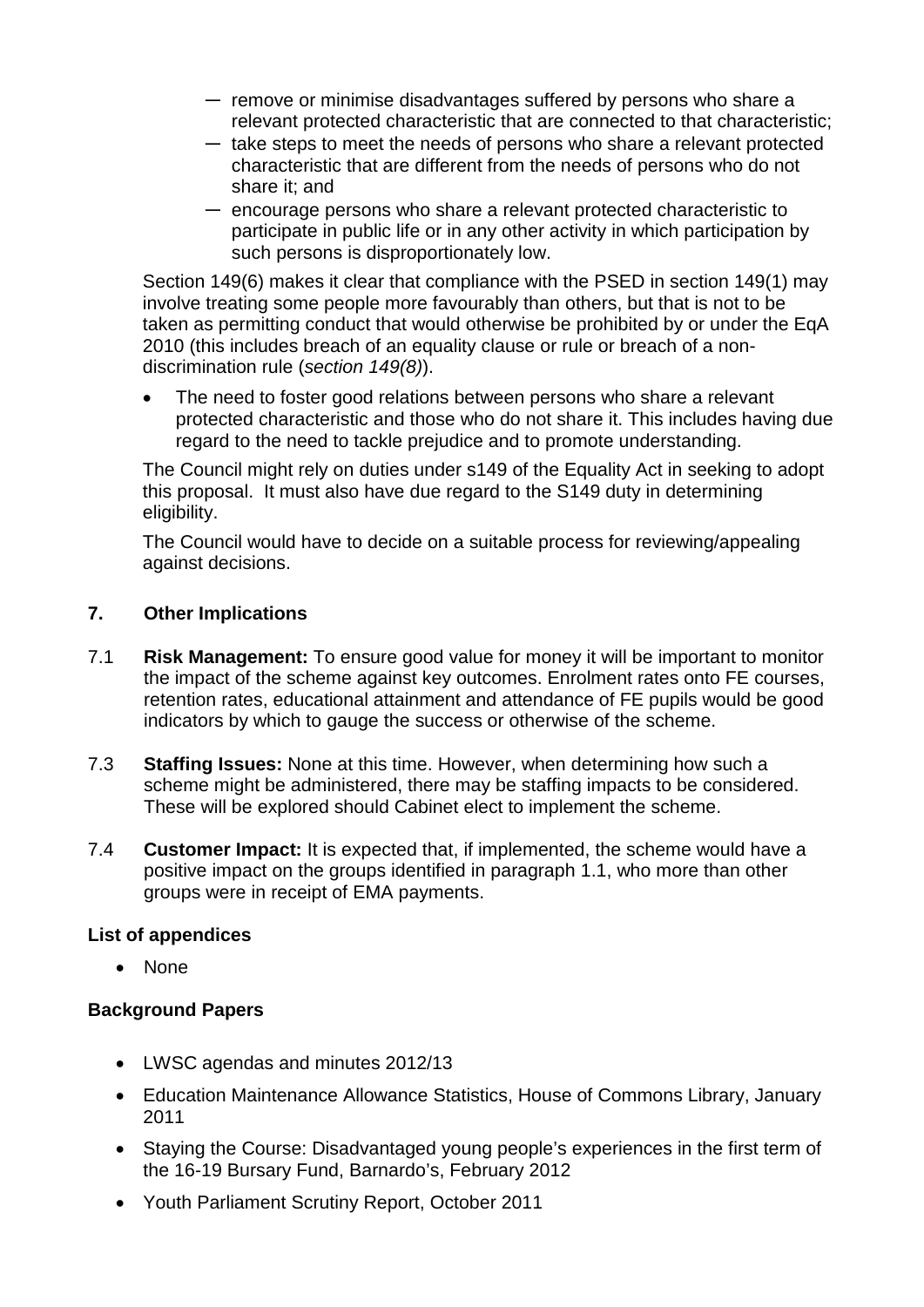- remove or minimise disadvantages suffered by persons who share a relevant protected characteristic that are connected to that characteristic;
- take steps to meet the needs of persons who share a relevant protected characteristic that are different from the needs of persons who do not share it; and
- encourage persons who share a relevant protected characteristic to participate in public life or in any other activity in which participation by such persons is disproportionately low.

Section 149(6) makes it clear that compliance with the PSED in section 149(1) may involve treating some people more favourably than others, but that is not to be taken as permitting conduct that would otherwise be prohibited by or under the EqA 2010 (this includes breach of an equality clause or rule or breach of a non-discrimination rule (*section 149(8)*).

- The need to foster good relations between persons who share a relevant protected characteristic and those who do not share it. This includes having due regard to the need to tackle prejudice and to promote understanding.

The Council might rely on duties under s149 of the Equality Act in seeking to adopt this proposal. It must also have due regard to the S149 duty in determining eligibility.

The Council would have to decide on a suitable process for reviewing/appealing against decisions.

## 7. Other Implications

7.1 **Risk Management:** To ensure good value for money it will be important to monitor the impact of the scheme against key outcomes. Enrolment rates onto FE courses, retention rates, educational attainment and attendance of FE pupils would be good indicators by which to gauge the success or otherwise of the scheme.

7.3 **Staffing Issues:** None at this time. However, when determining how such a scheme might be administered, there may be staffing impacts to be considered. These will be explored should Cabinet elect to implement the scheme.

7.4 **Customer Impact:** It is expected that, if implemented, the scheme would have a positive impact on the groups identified in paragraph 1.1, who more than other groups were in receipt of EMA payments.

**List of appendices**

- None

**Background Papers**

- LWSC agendas and minutes 2012/13
- Education Maintenance Allowance Statistics, House of Commons Library, January 2011
- Staying the Course: Disadvantaged young people's experiences in the first term of the 16-19 Bursary Fund, Barnardo's, February 2012
- Youth Parliament Scrutiny Report, October 2011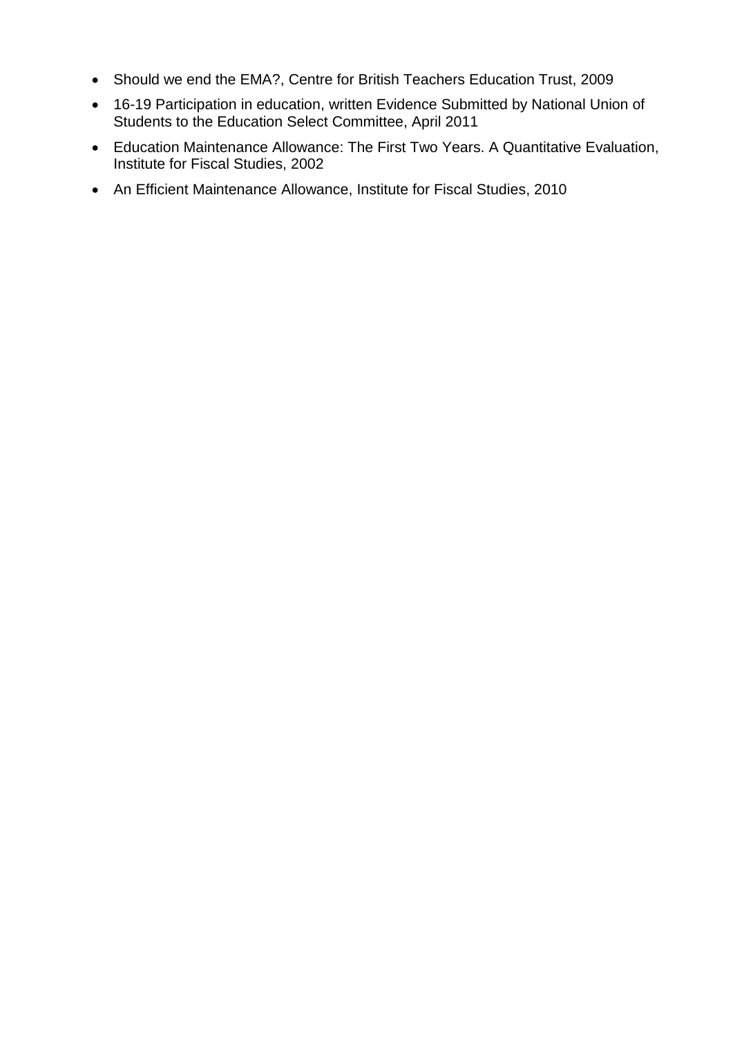- Should we end the EMA?, Centre for British Teachers Education Trust, 2009
- 16-19 Participation in education, written Evidence Submitted by National Union of Students to the Education Select Committee, April 2011
- Education Maintenance Allowance: The First Two Years. A Quantitative Evaluation, Institute for Fiscal Studies, 2002
- An Efficient Maintenance Allowance, Institute for Fiscal Studies, 2010